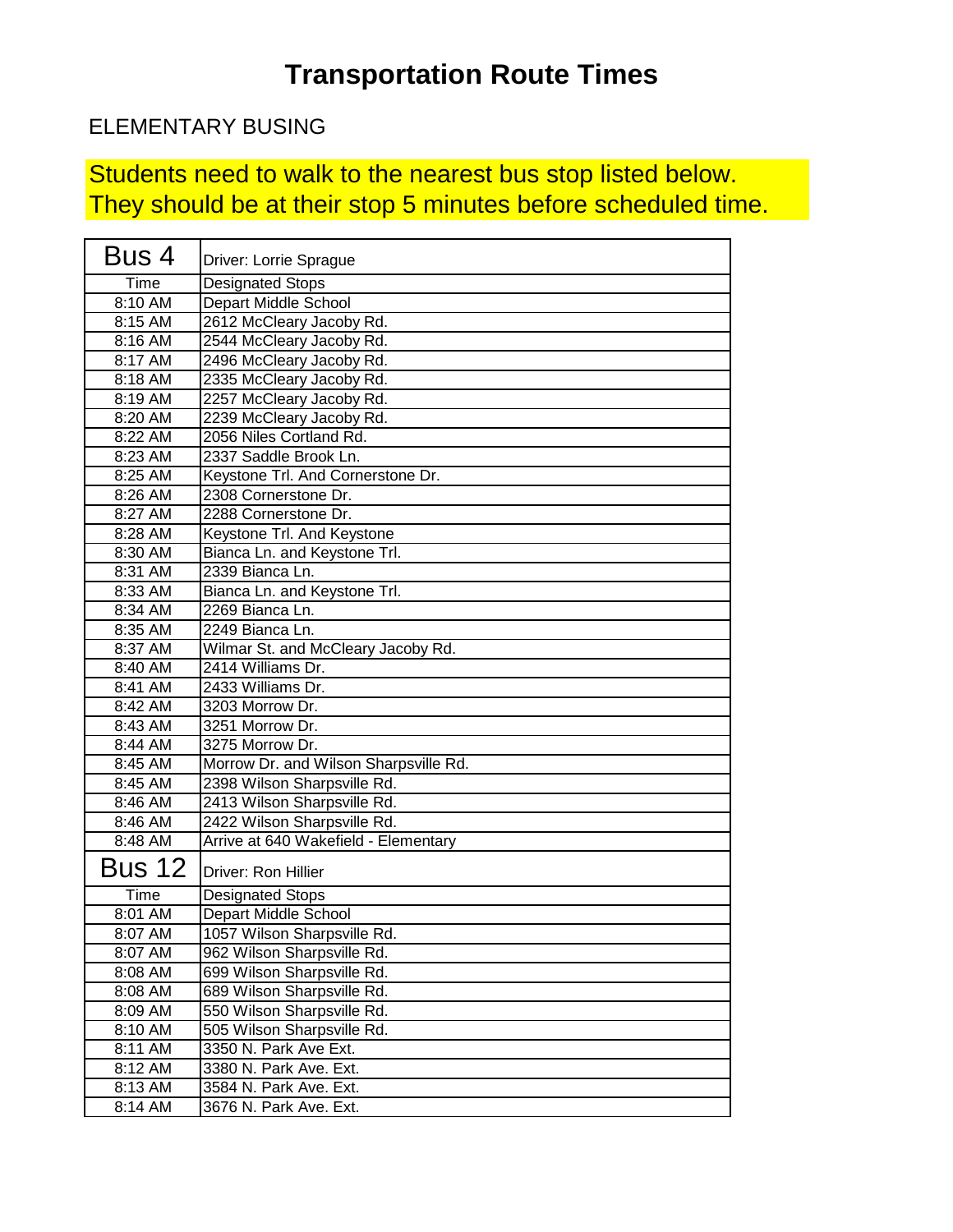# Transportation Route Times

ELEMENTARY BUSING

Students need to walk to the nearest bus stop listed below.
They should be at their stop 5 minutes before scheduled time.

| Bus 4 | Driver: Lorrie Sprague |
|---|---|
| Time | Designated Stops |
| 8:10 AM | Depart Middle School |
| 8:15 AM | 2612 McCleary Jacoby Rd. |
| 8:16 AM | 2544 McCleary Jacoby Rd. |
| 8:17 AM | 2496 McCleary Jacoby Rd. |
| 8:18 AM | 2335 McCleary Jacoby Rd. |
| 8:19 AM | 2257 McCleary Jacoby Rd. |
| 8:20 AM | 2239 McCleary Jacoby Rd. |
| 8:22 AM | 2056 Niles Cortland Rd. |
| 8:23 AM | 2337 Saddle Brook Ln. |
| 8:25 AM | Keystone Trl. And Cornerstone Dr. |
| 8:26 AM | 2308 Cornerstone Dr. |
| 8:27 AM | 2288 Cornerstone Dr. |
| 8:28 AM | Keystone Trl. And Keystone |
| 8:30 AM | Bianca Ln. and Keystone Trl. |
| 8:31 AM | 2339 Bianca Ln. |
| 8:33 AM | Bianca Ln. and Keystone Trl. |
| 8:34 AM | 2269 Bianca Ln. |
| 8:35 AM | 2249 Bianca Ln. |
| 8:37 AM | Wilmar St. and McCleary Jacoby Rd. |
| 8:40 AM | 2414 Williams Dr. |
| 8:41 AM | 2433 Williams Dr. |
| 8:42 AM | 3203 Morrow Dr. |
| 8:43 AM | 3251 Morrow Dr. |
| 8:44 AM | 3275 Morrow Dr. |
| 8:45 AM | Morrow Dr. and Wilson Sharpsville Rd. |
| 8:45 AM | 2398 Wilson Sharpsville Rd. |
| 8:46 AM | 2413 Wilson Sharpsville Rd. |
| 8:46 AM | 2422 Wilson Sharpsville Rd. |
| 8:48 AM | Arrive at 640 Wakefield - Elementary |
| **Bus 12** | **Driver: Ron Hillier** |
| Time | Designated Stops |
| 8:01 AM | Depart Middle School |
| 8:07 AM | 1057 Wilson Sharpsville Rd. |
| 8:07 AM | 962 Wilson Sharpsville Rd. |
| 8:08 AM | 699 Wilson Sharpsville Rd. |
| 8:08 AM | 689 Wilson Sharpsville Rd. |
| 8:09 AM | 550 Wilson Sharpsville Rd. |
| 8:10 AM | 505 Wilson Sharpsville Rd. |
| 8:11 AM | 3350 N. Park Ave Ext. |
| 8:12 AM | 3380 N. Park Ave. Ext. |
| 8:13 AM | 3584 N. Park Ave. Ext. |
| 8:14 AM | 3676 N. Park Ave. Ext. |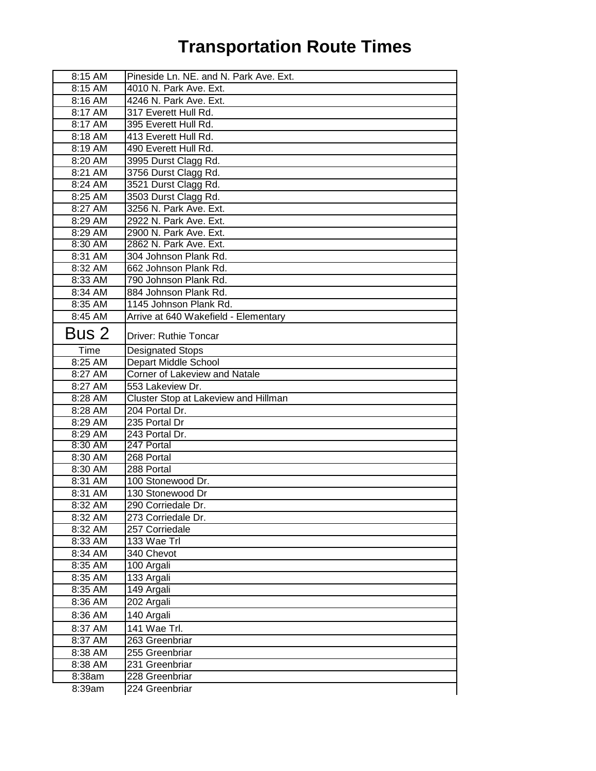# Transportation Route Times

| | |
|---|---|
| 8:15 AM | Pineside Ln. NE. and N. Park Ave. Ext. |
| 8:15 AM | 4010 N. Park Ave. Ext. |
| 8:16 AM | 4246 N. Park Ave. Ext. |
| 8:17 AM | 317 Everett Hull Rd. |
| 8:17 AM | 395 Everett Hull Rd. |
| 8:18 AM | 413 Everett Hull Rd. |
| 8:19 AM | 490 Everett Hull Rd. |
| 8:20 AM | 3995 Durst Clagg Rd. |
| 8:21 AM | 3756 Durst Clagg Rd. |
| 8:24 AM | 3521 Durst Clagg Rd. |
| 8:25 AM | 3503 Durst Clagg Rd. |
| 8:27 AM | 3256 N. Park Ave. Ext. |
| 8:29 AM | 2922 N. Park Ave. Ext. |
| 8:29 AM | 2900 N. Park Ave. Ext. |
| 8:30 AM | 2862 N. Park Ave. Ext. |
| 8:31 AM | 304 Johnson Plank Rd. |
| 8:32 AM | 662 Johnson Plank Rd. |
| 8:33 AM | 790 Johnson Plank Rd. |
| 8:34 AM | 884 Johnson Plank Rd. |
| 8:35 AM | 1145 Johnson Plank Rd. |
| 8:45 AM | Arrive at 640 Wakefield - Elementary |
| **Bus 2** | Driver: Ruthie Toncar |
| Time | Designated Stops |
| 8:25 AM | Depart Middle School |
| 8:27 AM | Corner of Lakeview and Natale |
| 8:27 AM | 553 Lakeview Dr. |
| 8:28 AM | Cluster Stop at Lakeview and Hillman |
| 8:28 AM | 204 Portal Dr. |
| 8:29 AM | 235 Portal Dr |
| 8:29 AM | 243 Portal Dr. |
| 8:30 AM | 247 Portal |
| 8:30 AM | 268 Portal |
| 8:30 AM | 288 Portal |
| 8:31 AM | 100 Stonewood Dr. |
| 8:31 AM | 130 Stonewood Dr |
| 8:32 AM | 290 Corriedale Dr. |
| 8:32 AM | 273 Corriedale Dr. |
| 8:32 AM | 257 Corriedale |
| 8:33 AM | 133 Wae Trl |
| 8:34 AM | 340 Chevot |
| 8:35 AM | 100 Argali |
| 8:35 AM | 133 Argali |
| 8:35 AM | 149 Argali |
| 8:36 AM | 202 Argali |
| 8:36 AM | 140 Argali |
| 8:37 AM | 141 Wae Trl. |
| 8:37 AM | 263 Greenbriar |
| 8:38 AM | 255 Greenbriar |
| 8:38 AM | 231 Greenbriar |
| 8:38am | 228 Greenbriar |
| 8:39am | 224 Greenbriar |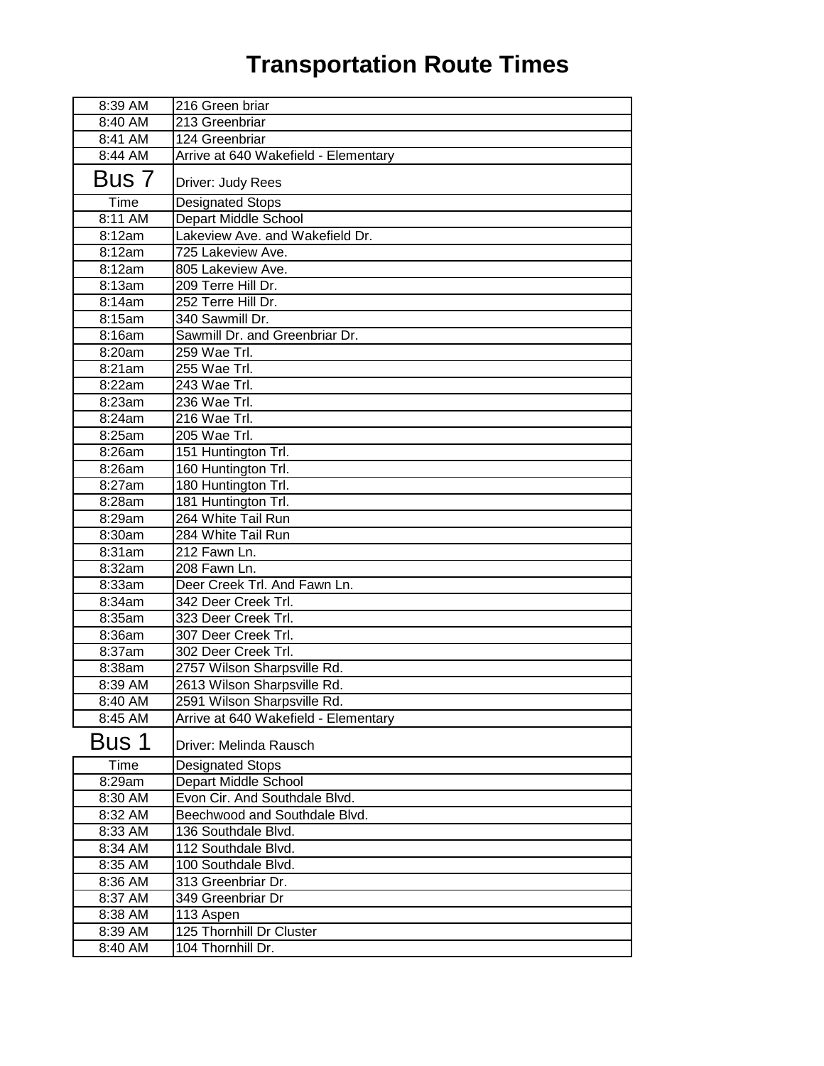# Transportation Route Times

| | |
|---|---|
| 8:39 AM | 216 Green briar |
| 8:40 AM | 213 Greenbriar |
| 8:41 AM | 124 Greenbriar |
| 8:44 AM | Arrive at 640 Wakefield - Elementary |
| **Bus 7** | Driver: Judy Rees |
| Time | Designated Stops |
| 8:11 AM | Depart Middle School |
| 8:12am | Lakeview Ave. and Wakefield Dr. |
| 8:12am | 725 Lakeview Ave. |
| 8:12am | 805 Lakeview Ave. |
| 8:13am | 209 Terre Hill Dr. |
| 8:14am | 252 Terre Hill Dr. |
| 8:15am | 340 Sawmill Dr. |
| 8:16am | Sawmill Dr. and Greenbriar Dr. |
| 8:20am | 259 Wae Trl. |
| 8:21am | 255 Wae Trl. |
| 8:22am | 243 Wae Trl. |
| 8:23am | 236 Wae Trl. |
| 8:24am | 216 Wae Trl. |
| 8:25am | 205 Wae Trl. |
| 8:26am | 151 Huntington Trl. |
| 8:26am | 160 Huntington Trl. |
| 8:27am | 180 Huntington Trl. |
| 8:28am | 181 Huntington Trl. |
| 8:29am | 264 White Tail Run |
| 8:30am | 284 White Tail Run |
| 8:31am | 212 Fawn Ln. |
| 8:32am | 208 Fawn Ln. |
| 8:33am | Deer Creek Trl. And Fawn Ln. |
| 8:34am | 342 Deer Creek Trl. |
| 8:35am | 323 Deer Creek Trl. |
| 8:36am | 307 Deer Creek Trl. |
| 8:37am | 302 Deer Creek Trl. |
| 8:38am | 2757 Wilson Sharpsville Rd. |
| 8:39 AM | 2613 Wilson Sharpsville Rd. |
| 8:40 AM | 2591 Wilson Sharpsville Rd. |
| 8:45 AM | Arrive at 640 Wakefield - Elementary |
| **Bus 1** | Driver: Melinda Rausch |
| Time | Designated Stops |
| 8:29am | Depart Middle School |
| 8:30 AM | Evon Cir. And Southdale Blvd. |
| 8:32 AM | Beechwood and Southdale Blvd. |
| 8:33 AM | 136 Southdale Blvd. |
| 8:34 AM | 112 Southdale Blvd. |
| 8:35 AM | 100 Southdale Blvd. |
| 8:36 AM | 313 Greenbriar Dr. |
| 8:37 AM | 349 Greenbriar Dr |
| 8:38 AM | 113 Aspen |
| 8:39 AM | 125 Thornhill Dr Cluster |
| 8:40 AM | 104 Thornhill Dr. |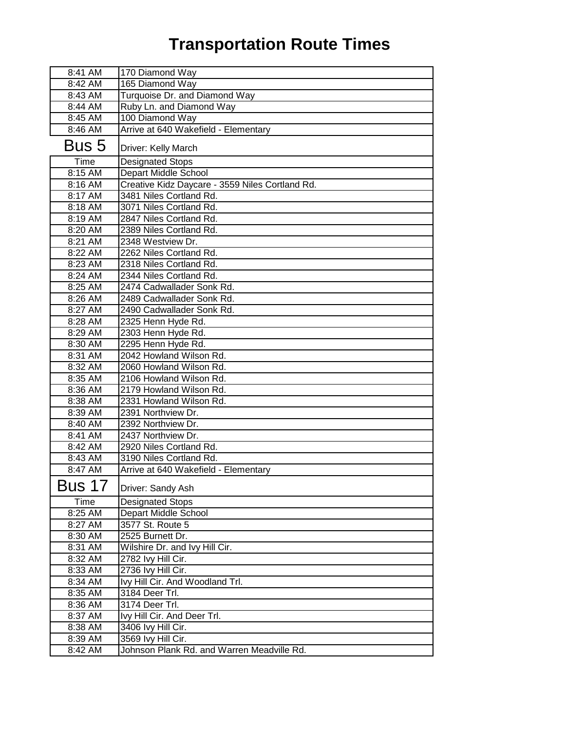# Transportation Route Times

| | |
|---|---|
| 8:41 AM | 170 Diamond Way |
| 8:42 AM | 165 Diamond Way |
| 8:43 AM | Turquoise Dr. and Diamond Way |
| 8:44 AM | Ruby Ln. and Diamond Way |
| 8:45 AM | 100 Diamond Way |
| 8:46 AM | Arrive at 640 Wakefield - Elementary |

| Bus 5 | Driver: Kelly March |
|---|---|
| Time | Designated Stops |
| 8:15 AM | Depart Middle School |
| 8:16 AM | Creative Kidz Daycare - 3559 Niles Cortland Rd. |
| 8:17 AM | 3481 Niles Cortland Rd. |
| 8:18 AM | 3071 Niles Cortland Rd. |
| 8:19 AM | 2847 Niles Cortland Rd. |
| 8:20 AM | 2389 Niles Cortland Rd. |
| 8:21 AM | 2348 Westview Dr. |
| 8:22 AM | 2262 Niles Cortland Rd. |
| 8:23 AM | 2318 Niles Cortland Rd. |
| 8:24 AM | 2344 Niles Cortland Rd. |
| 8:25 AM | 2474 Cadwallader Sonk Rd. |
| 8:26 AM | 2489 Cadwallader Sonk Rd. |
| 8:27 AM | 2490 Cadwallader Sonk Rd. |
| 8:28 AM | 2325 Henn Hyde Rd. |
| 8:29 AM | 2303 Henn Hyde Rd. |
| 8:30 AM | 2295 Henn Hyde Rd. |
| 8:31 AM | 2042 Howland Wilson Rd. |
| 8:32 AM | 2060 Howland Wilson Rd. |
| 8:35 AM | 2106 Howland Wilson Rd. |
| 8:36 AM | 2179 Howland Wilson Rd. |
| 8:38 AM | 2331 Howland Wilson Rd. |
| 8:39 AM | 2391 Northview Dr. |
| 8:40 AM | 2392 Northview Dr. |
| 8:41 AM | 2437 Northview Dr. |
| 8:42 AM | 2920 Niles Cortland Rd. |
| 8:43 AM | 3190 Niles Cortland Rd. |
| 8:47 AM | Arrive at 640 Wakefield - Elementary |

| Bus 17 | Driver: Sandy Ash |
|---|---|
| Time | Designated Stops |
| 8:25 AM | Depart Middle School |
| 8:27 AM | 3577 St. Route 5 |
| 8:30 AM | 2525 Burnett Dr. |
| 8:31 AM | Wilshire Dr. and Ivy Hill Cir. |
| 8:32 AM | 2782 Ivy Hill Cir. |
| 8:33 AM | 2736 Ivy Hill Cir. |
| 8:34 AM | Ivy Hill Cir. And Woodland Trl. |
| 8:35 AM | 3184 Deer Trl. |
| 8:36 AM | 3174 Deer Trl. |
| 8:37 AM | Ivy Hill Cir. And Deer Trl. |
| 8:38 AM | 3406 Ivy Hill Cir. |
| 8:39 AM | 3569 Ivy Hill Cir. |
| 8:42 AM | Johnson Plank Rd. and Warren Meadville Rd. |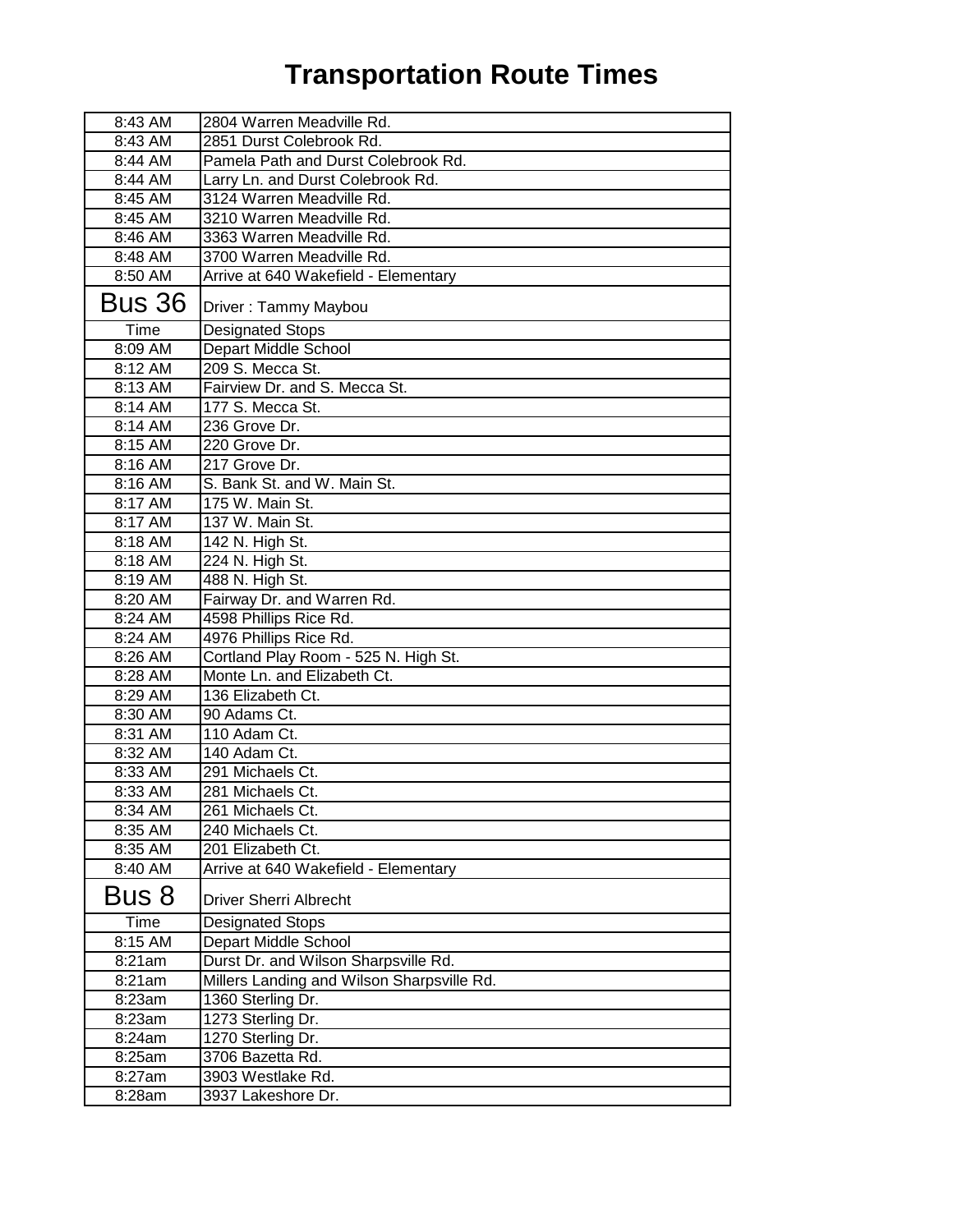# Transportation Route Times

| | |
|---|---|
| 8:43 AM | 2804 Warren Meadville Rd. |
| 8:43 AM | 2851 Durst Colebrook Rd. |
| 8:44 AM | Pamela Path and Durst Colebrook Rd. |
| 8:44 AM | Larry Ln. and Durst Colebrook Rd. |
| 8:45 AM | 3124 Warren Meadville Rd. |
| 8:45 AM | 3210 Warren Meadville Rd. |
| 8:46 AM | 3363 Warren Meadville Rd. |
| 8:48 AM | 3700 Warren Meadville Rd. |
| 8:50 AM | Arrive at 640 Wakefield - Elementary |
| **Bus 36** | Driver : Tammy Maybou |
| Time | Designated Stops |
| 8:09 AM | Depart Middle School |
| 8:12 AM | 209 S. Mecca St. |
| 8:13 AM | Fairview Dr. and S. Mecca St. |
| 8:14 AM | 177 S. Mecca St. |
| 8:14 AM | 236 Grove Dr. |
| 8:15 AM | 220 Grove Dr. |
| 8:16 AM | 217 Grove Dr. |
| 8:16 AM | S. Bank St. and W. Main St. |
| 8:17 AM | 175 W. Main St. |
| 8:17 AM | 137 W. Main St. |
| 8:18 AM | 142 N. High St. |
| 8:18 AM | 224 N. High St. |
| 8:19 AM | 488 N. High St. |
| 8:20 AM | Fairway Dr. and Warren Rd. |
| 8:24 AM | 4598 Phillips Rice Rd. |
| 8:24 AM | 4976 Phillips Rice Rd. |
| 8:26 AM | Cortland Play Room - 525 N. High St. |
| 8:28 AM | Monte Ln. and Elizabeth Ct. |
| 8:29 AM | 136 Elizabeth Ct. |
| 8:30 AM | 90 Adams Ct. |
| 8:31 AM | 110 Adam Ct. |
| 8:32 AM | 140 Adam Ct. |
| 8:33 AM | 291 Michaels Ct. |
| 8:33 AM | 281 Michaels Ct. |
| 8:34 AM | 261 Michaels Ct. |
| 8:35 AM | 240 Michaels Ct. |
| 8:35 AM | 201 Elizabeth Ct. |
| 8:40 AM | Arrive at 640 Wakefield - Elementary |
| **Bus 8** | Driver Sherri Albrecht |
| Time | Designated Stops |
| 8:15 AM | Depart Middle School |
| 8:21am | Durst Dr. and Wilson Sharpsville Rd. |
| 8:21am | Millers Landing and Wilson Sharpsville Rd. |
| 8:23am | 1360 Sterling Dr. |
| 8:23am | 1273 Sterling Dr. |
| 8:24am | 1270 Sterling Dr. |
| 8:25am | 3706 Bazetta Rd. |
| 8:27am | 3903 Westlake Rd. |
| 8:28am | 3937 Lakeshore Dr. |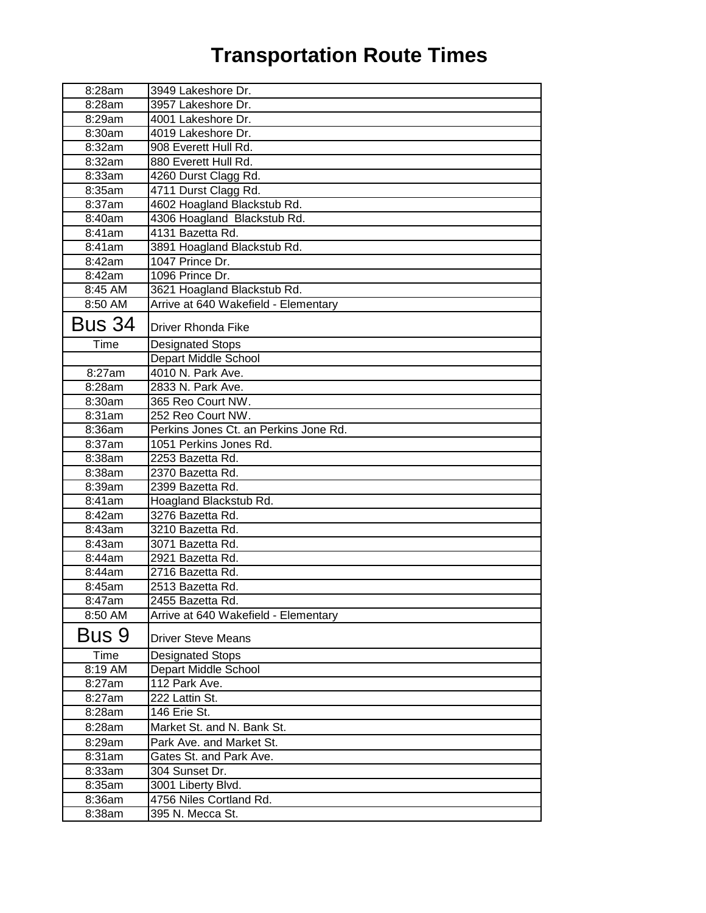# Transportation Route Times

| | |
|---|---|
| 8:28am | 3949 Lakeshore Dr. |
| 8:28am | 3957 Lakeshore Dr. |
| 8:29am | 4001 Lakeshore Dr. |
| 8:30am | 4019 Lakeshore Dr. |
| 8:32am | 908 Everett Hull Rd. |
| 8:32am | 880 Everett Hull Rd. |
| 8:33am | 4260 Durst Clagg Rd. |
| 8:35am | 4711 Durst Clagg Rd. |
| 8:37am | 4602 Hoagland Blackstub Rd. |
| 8:40am | 4306 Hoagland Blackstub Rd. |
| 8:41am | 4131 Bazetta Rd. |
| 8:41am | 3891 Hoagland Blackstub Rd. |
| 8:42am | 1047 Prince Dr. |
| 8:42am | 1096 Prince Dr. |
| 8:45 AM | 3621 Hoagland Blackstub Rd. |
| 8:50 AM | Arrive at 640 Wakefield - Elementary |
| **Bus 34** | Driver Rhonda Fike |
| Time | Designated Stops |
| | Depart Middle School |
| 8:27am | 4010 N. Park Ave. |
| 8:28am | 2833 N. Park Ave. |
| 8:30am | 365 Reo Court NW. |
| 8:31am | 252 Reo Court NW. |
| 8:36am | Perkins Jones Ct. an Perkins Jone Rd. |
| 8:37am | 1051 Perkins Jones Rd. |
| 8:38am | 2253 Bazetta Rd. |
| 8:38am | 2370 Bazetta Rd. |
| 8:39am | 2399 Bazetta Rd. |
| 8:41am | Hoagland Blackstub Rd. |
| 8:42am | 3276 Bazetta Rd. |
| 8:43am | 3210 Bazetta Rd. |
| 8:43am | 3071 Bazetta Rd. |
| 8:44am | 2921 Bazetta Rd. |
| 8:44am | 2716 Bazetta Rd. |
| 8:45am | 2513 Bazetta Rd. |
| 8:47am | 2455 Bazetta Rd. |
| 8:50 AM | Arrive at 640 Wakefield - Elementary |
| **Bus 9** | Driver Steve Means |
| Time | Designated Stops |
| 8:19 AM | Depart Middle School |
| 8:27am | 112 Park Ave. |
| 8:27am | 222 Lattin St. |
| 8:28am | 146 Erie St. |
| 8:28am | Market St. and N. Bank St. |
| 8:29am | Park Ave. and Market St. |
| 8:31am | Gates St. and Park Ave. |
| 8:33am | 304 Sunset Dr. |
| 8:35am | 3001 Liberty Blvd. |
| 8:36am | 4756 Niles Cortland Rd. |
| 8:38am | 395 N. Mecca St. |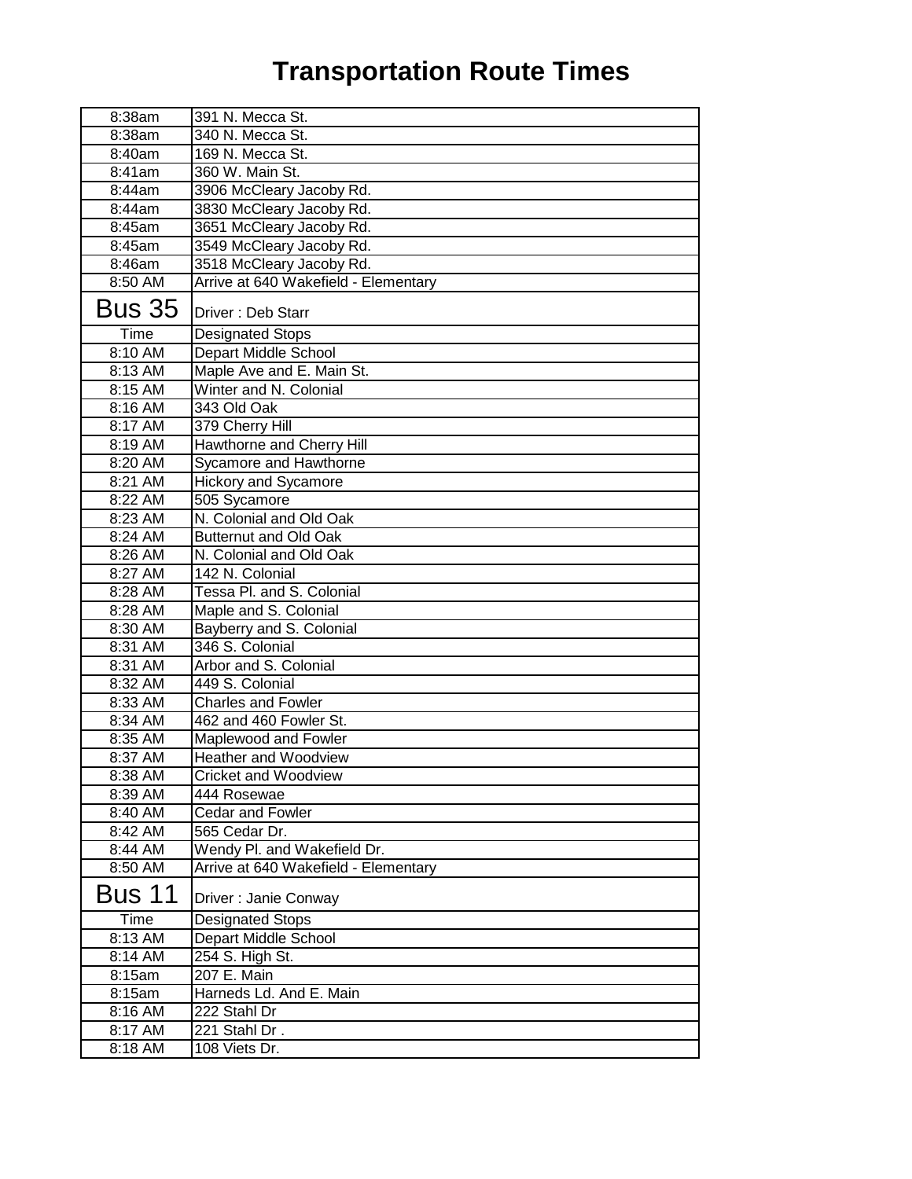# Transportation Route Times

| | |
|---|---|
| 8:38am | 391 N. Mecca St. |
| 8:38am | 340 N. Mecca St. |
| 8:40am | 169 N. Mecca St. |
| 8:41am | 360 W. Main St. |
| 8:44am | 3906 McCleary Jacoby Rd. |
| 8:44am | 3830 McCleary Jacoby Rd. |
| 8:45am | 3651 McCleary Jacoby Rd. |
| 8:45am | 3549 McCleary Jacoby Rd. |
| 8:46am | 3518 McCleary Jacoby Rd. |
| 8:50 AM | Arrive at 640 Wakefield - Elementary |
| **Bus 35** | Driver : Deb Starr |
| Time | Designated Stops |
| 8:10 AM | Depart Middle School |
| 8:13 AM | Maple Ave and E. Main St. |
| 8:15 AM | Winter and N. Colonial |
| 8:16 AM | 343 Old Oak |
| 8:17 AM | 379 Cherry Hill |
| 8:19 AM | Hawthorne and Cherry Hill |
| 8:20 AM | Sycamore and Hawthorne |
| 8:21 AM | Hickory and Sycamore |
| 8:22 AM | 505 Sycamore |
| 8:23 AM | N. Colonial and Old Oak |
| 8:24 AM | Butternut and Old Oak |
| 8:26 AM | N. Colonial and Old Oak |
| 8:27 AM | 142 N. Colonial |
| 8:28 AM | Tessa Pl. and S. Colonial |
| 8:28 AM | Maple and S. Colonial |
| 8:30 AM | Bayberry and S. Colonial |
| 8:31 AM | 346 S. Colonial |
| 8:31 AM | Arbor and S. Colonial |
| 8:32 AM | 449 S. Colonial |
| 8:33 AM | Charles and Fowler |
| 8:34 AM | 462 and 460 Fowler St. |
| 8:35 AM | Maplewood and Fowler |
| 8:37 AM | Heather and Woodview |
| 8:38 AM | Cricket and Woodview |
| 8:39 AM | 444 Rosewae |
| 8:40 AM | Cedar and Fowler |
| 8:42 AM | 565 Cedar Dr. |
| 8:44 AM | Wendy Pl. and Wakefield Dr. |
| 8:50 AM | Arrive at 640 Wakefield - Elementary |
| **Bus 11** | Driver : Janie Conway |
| Time | Designated Stops |
| 8:13 AM | Depart Middle School |
| 8:14 AM | 254 S. High St. |
| 8:15am | 207 E. Main |
| 8:15am | Harneds Ld. And E. Main |
| 8:16 AM | 222 Stahl Dr |
| 8:17 AM | 221 Stahl Dr . |
| 8:18 AM | 108 Viets Dr. |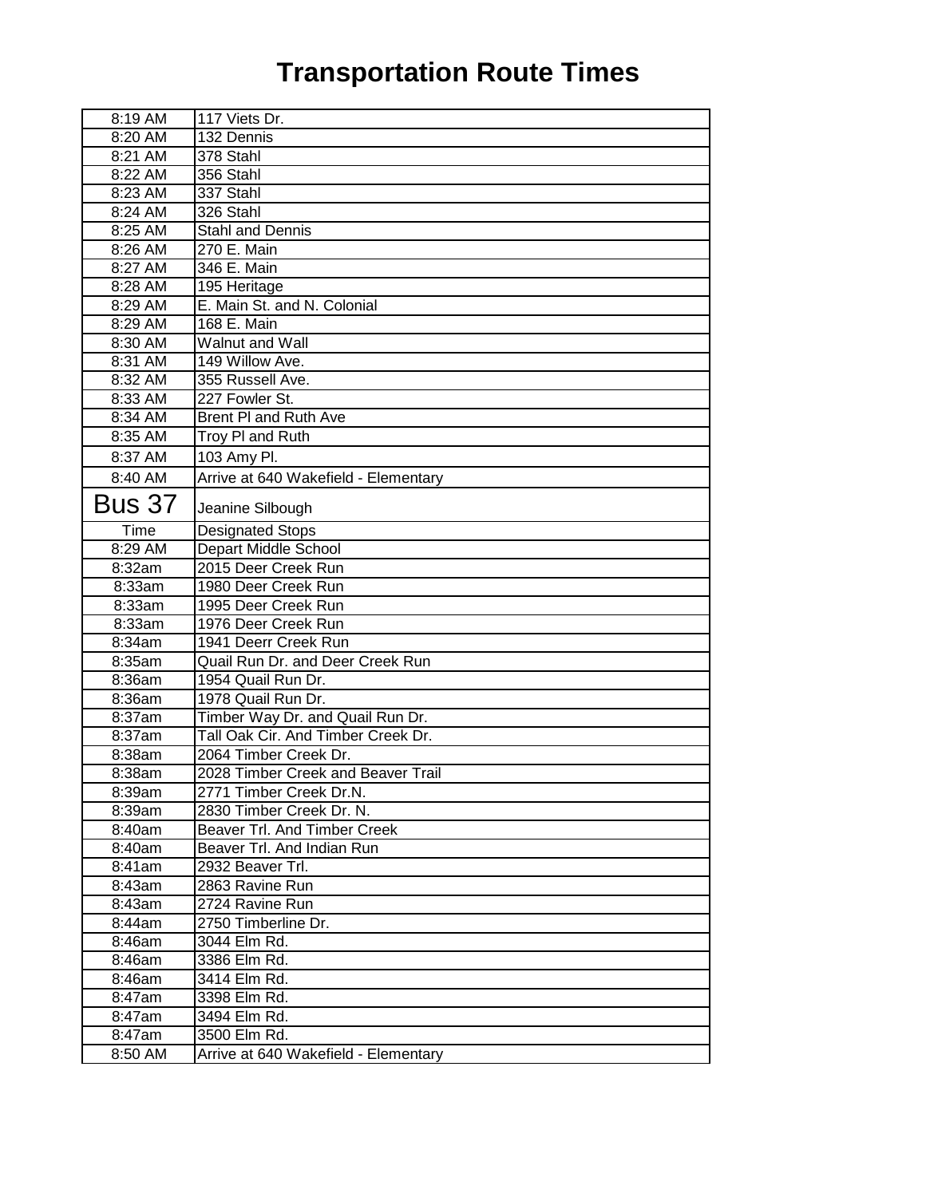# Transportation Route Times

| | |
|---|---|
| 8:19 AM | 117 Viets Dr. |
| 8:20 AM | 132 Dennis |
| 8:21 AM | 378 Stahl |
| 8:22 AM | 356 Stahl |
| 8:23 AM | 337 Stahl |
| 8:24 AM | 326 Stahl |
| 8:25 AM | Stahl and Dennis |
| 8:26 AM | 270 E. Main |
| 8:27 AM | 346 E. Main |
| 8:28 AM | 195 Heritage |
| 8:29 AM | E. Main St. and N. Colonial |
| 8:29 AM | 168 E. Main |
| 8:30 AM | Walnut and Wall |
| 8:31 AM | 149 Willow Ave. |
| 8:32 AM | 355 Russell Ave. |
| 8:33 AM | 227 Fowler St. |
| 8:34 AM | Brent Pl and Ruth Ave |
| 8:35 AM | Troy Pl and Ruth |
| 8:37 AM | 103 Amy Pl. |
| 8:40 AM | Arrive at 640 Wakefield - Elementary |
| Bus 37 | Jeanine Silbough |
| Time | Designated Stops |
| 8:29 AM | Depart Middle School |
| 8:32am | 2015 Deer Creek Run |
| 8:33am | 1980 Deer Creek Run |
| 8:33am | 1995 Deer Creek Run |
| 8:33am | 1976 Deer Creek Run |
| 8:34am | 1941 Deerr Creek Run |
| 8:35am | Quail Run Dr. and Deer Creek Run |
| 8:36am | 1954 Quail Run Dr. |
| 8:36am | 1978 Quail Run Dr. |
| 8:37am | Timber Way Dr. and Quail Run Dr. |
| 8:37am | Tall Oak Cir. And Timber Creek Dr. |
| 8:38am | 2064 Timber Creek Dr. |
| 8:38am | 2028 Timber Creek and Beaver Trail |
| 8:39am | 2771 Timber Creek Dr.N. |
| 8:39am | 2830 Timber Creek Dr. N. |
| 8:40am | Beaver Trl. And Timber Creek |
| 8:40am | Beaver Trl. And Indian Run |
| 8:41am | 2932 Beaver Trl. |
| 8:43am | 2863 Ravine Run |
| 8:43am | 2724 Ravine Run |
| 8:44am | 2750 Timberline Dr. |
| 8:46am | 3044 Elm Rd. |
| 8:46am | 3386 Elm Rd. |
| 8:46am | 3414 Elm Rd. |
| 8:47am | 3398 Elm Rd. |
| 8:47am | 3494 Elm Rd. |
| 8:47am | 3500 Elm Rd. |
| 8:50 AM | Arrive at 640 Wakefield - Elementary |